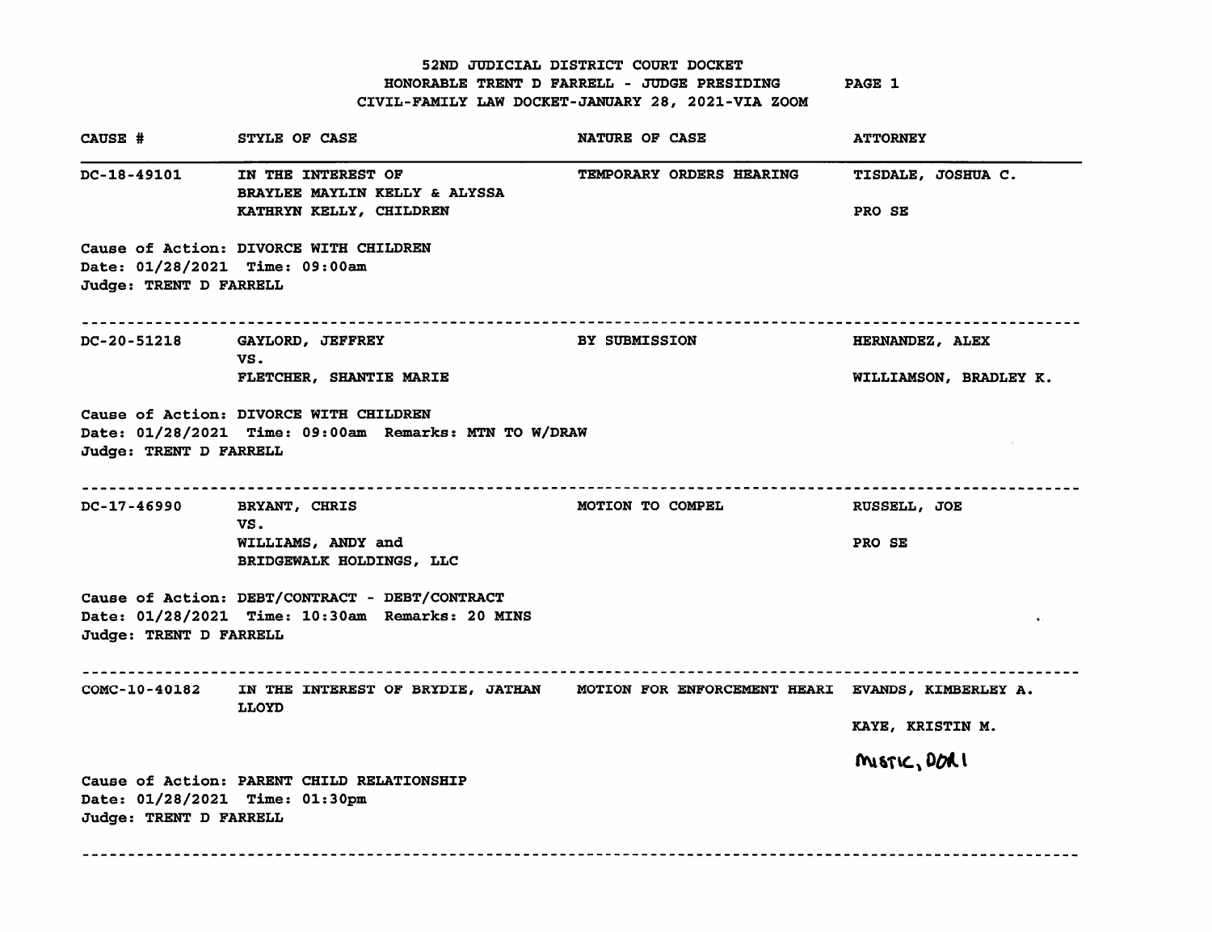# 52ND JUDICIAL DISTRICT COURT DOCKET

## HONORABLE TRENT D FARRELL - JUDGE PRESIDING

## CIVIL-FAMILY LAW DOCKET-JANUARY 28, 2021-VIA ZOOM

| CAUSE # | STYLE OF CASE | NATURE OF CASE | ATTORNEY |
|---|---|---|---|
| DC-18-49101 | IN THE INTEREST OF BRAYLEE MAYLIN KELLY & ALYSSA KATHRYN KELLY, CHILDREN | TEMPORARY ORDERS HEARING | TISDALE, JOSHUA C. <br> PRO SE |

Cause of Action: DIVORCE WITH CHILDREN
Date: 01/28/2021 Time: 09:00am
Judge: TRENT D FARRELL

---

| CAUSE # | STYLE OF CASE | NATURE OF CASE | ATTORNEY |
|---|---|---|---|
| DC-20-51218 | GAYLORD, JEFFREY VS. FLETCHER, SHANTIE MARIE | BY SUBMISSION | HERNANDEZ, ALEX <br> WILLIAMSON, BRADLEY K. |

Cause of Action: DIVORCE WITH CHILDREN
Date: 01/28/2021 Time: 09:00am Remarks: MTN TO W/DRAW
Judge: TRENT D FARRELL

---

| CAUSE # | STYLE OF CASE | NATURE OF CASE | ATTORNEY |
|---|---|---|---|
| DC-17-46990 | BRYANT, CHRIS VS. WILLIAMS, ANDY and BRIDGEWALK HOLDINGS, LLC | MOTION TO COMPEL | RUSSELL, JOE <br> PRO SE |

Cause of Action: DEBT/CONTRACT - DEBT/CONTRACT
Date: 01/28/2021 Time: 10:30am Remarks: 20 MINS
Judge: TRENT D FARRELL

---

| CAUSE # | STYLE OF CASE | NATURE OF CASE | ATTORNEY |
|---|---|---|---|
| COMC-10-40182 | IN THE INTEREST OF BRYDIE, JATHAN LLOYD | MOTION FOR ENFORCEMENT HEARI | EVANDS, KIMBERLEY A. <br> KAYE, KRISTIN M. <br> MISTIC, DORI |

Cause of Action: PARENT CHILD RELATIONSHIP
Date: 01/28/2021 Time: 01:30pm
Judge: TRENT D FARRELL

---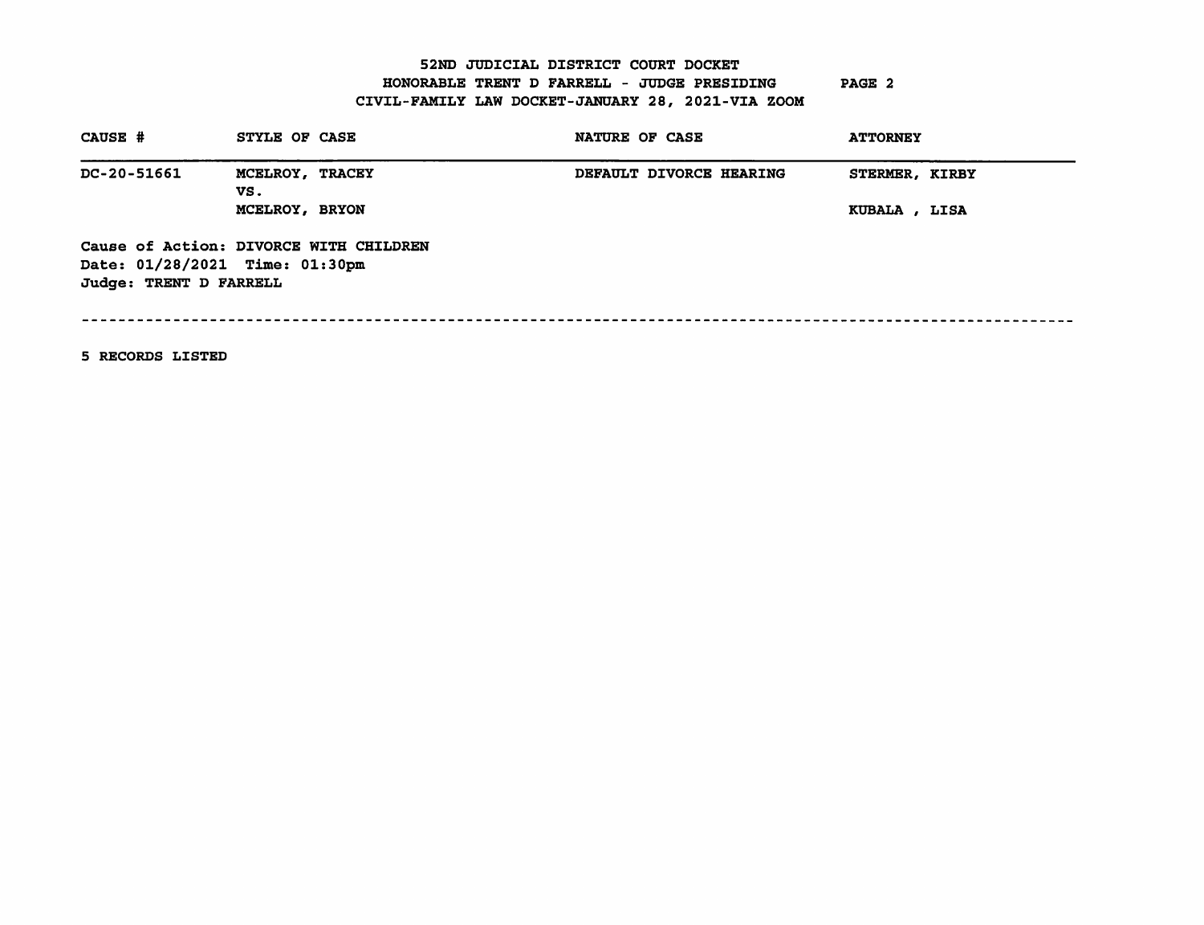52ND JUDICIAL DISTRICT COURT DOCKET
HONORABLE TRENT D FARRELL - JUDGE PRESIDING
CIVIL-FAMILY LAW DOCKET-JANUARY 28, 2021-VIA ZOOM

| CAUSE # | STYLE OF CASE | NATURE OF CASE | ATTORNEY |
|---|---|---|---|
| DC-20-51661 | MCELROY, TRACEY<br>VS.<br>MCELROY, BRYON | DEFAULT DIVORCE HEARING | STERMER, KIRBY<br><br>KUBALA , LISA |

Cause of Action: DIVORCE WITH CHILDREN
Date: 01/28/2021 Time: 01:30pm
Judge: TRENT D FARRELL

---

5 RECORDS LISTED